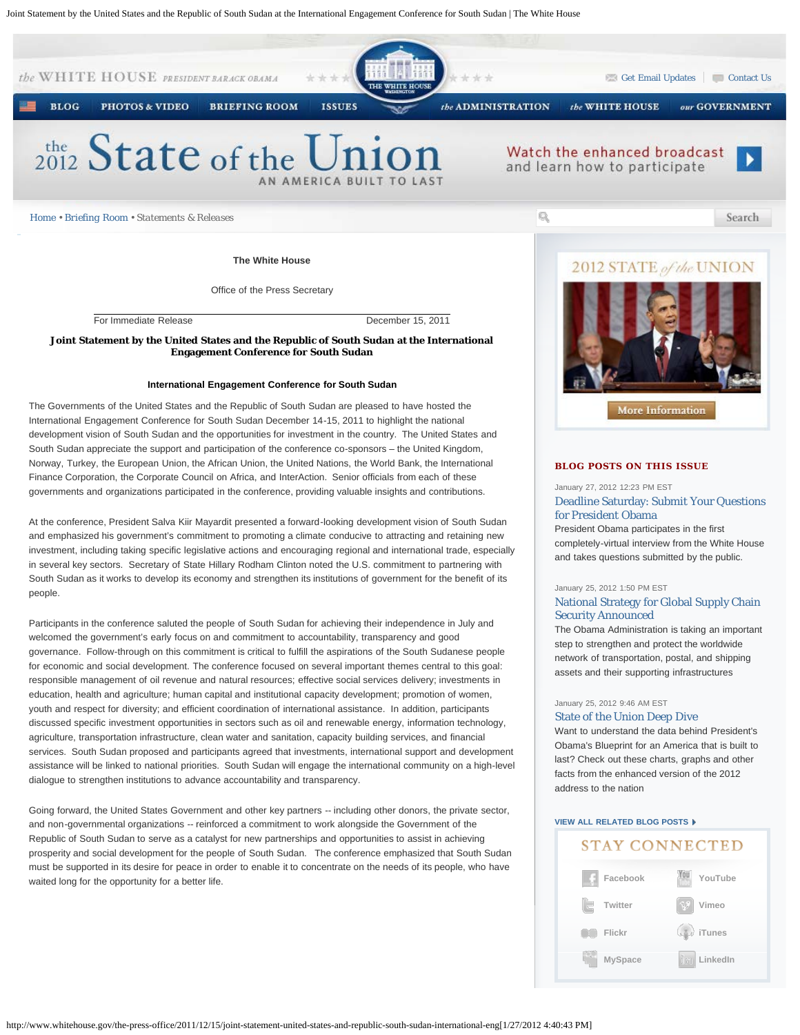The White House

Office of the Press Secretary

For Immediate Release December 15, 2011

## Joint Statement by the United States and the Republic of South Sudan at the International Engagement Conference for South Sudan

### International Engagement Conference for South Sudan

The Governments of the United States and the Republic of South Sudan are pleased to have hosted the International Engagement Conference for South Sudan December 14-15, 2011 to highlight the national development vision of South Sudan and the opportunities for investment in the country. The United States and South Sudan appreciate the support and participation of the conference co-sponsors – the United Kingdom, Norway, Turkey, the European Union, the African Union, the United Nations, the World Bank, the International Finance Corporation, the Corporate Council on Africa, and InterAction. Senior officials from each of these governments and organizations participated in the conference, providing valuable insights and contributions.

At the conference, President Salva Kiir Mayardit presented a forward-looking development vision of South Sudan and emphasized his government's commitment to promoting a climate conducive to attracting and retaining new investment, including taking specific legislative actions and encouraging regional and international trade, especially in several key sectors. Secretary of State Hillary Rodham Clinton noted the U.S. commitment to partnering with South Sudan as it works to develop its economy and strengthen its institutions of government for the benefit of its people.

Participants in the conference saluted the people of South Sudan for achieving their independence in July and welcomed the government's early focus on and commitment to accountability, transparency and good governance. Follow-through on this commitment is critical to fulfill the aspirations of the South Sudanese people for economic and social development. The conference focused on several important themes central to this goal: responsible management of oil revenue and natural resources; effective social services delivery; investments in education, health and agriculture; human capital and institutional capacity development; promotion of women, youth and respect for diversity; and efficient coordination of international assistance. In addition, participants discussed specific investment opportunities in sectors such as oil and renewable energy, information technology, agriculture, transportation infrastructure, clean water and sanitation, capacity building services, and financial services. South Sudan proposed and participants agreed that investments, international support and development assistance will be linked to national priorities. South Sudan will engage the international community on a high-level dialogue to strengthen institutions to advance accountability and transparency.

Going forward, the United States Government and other key partners -- including other donors, the private sector, and non-governmental organizations -- reinforced a commitment to work alongside the Government of the Republic of South Sudan to serve as a catalyst for new partnerships and opportunities to assist in achieving prosperity and social development for the people of South Sudan. The conference emphasized that South Sudan must be supported in its desire for peace in order to enable it to concentrate on the needs of its people, who have waited long for the opportunity for a better life.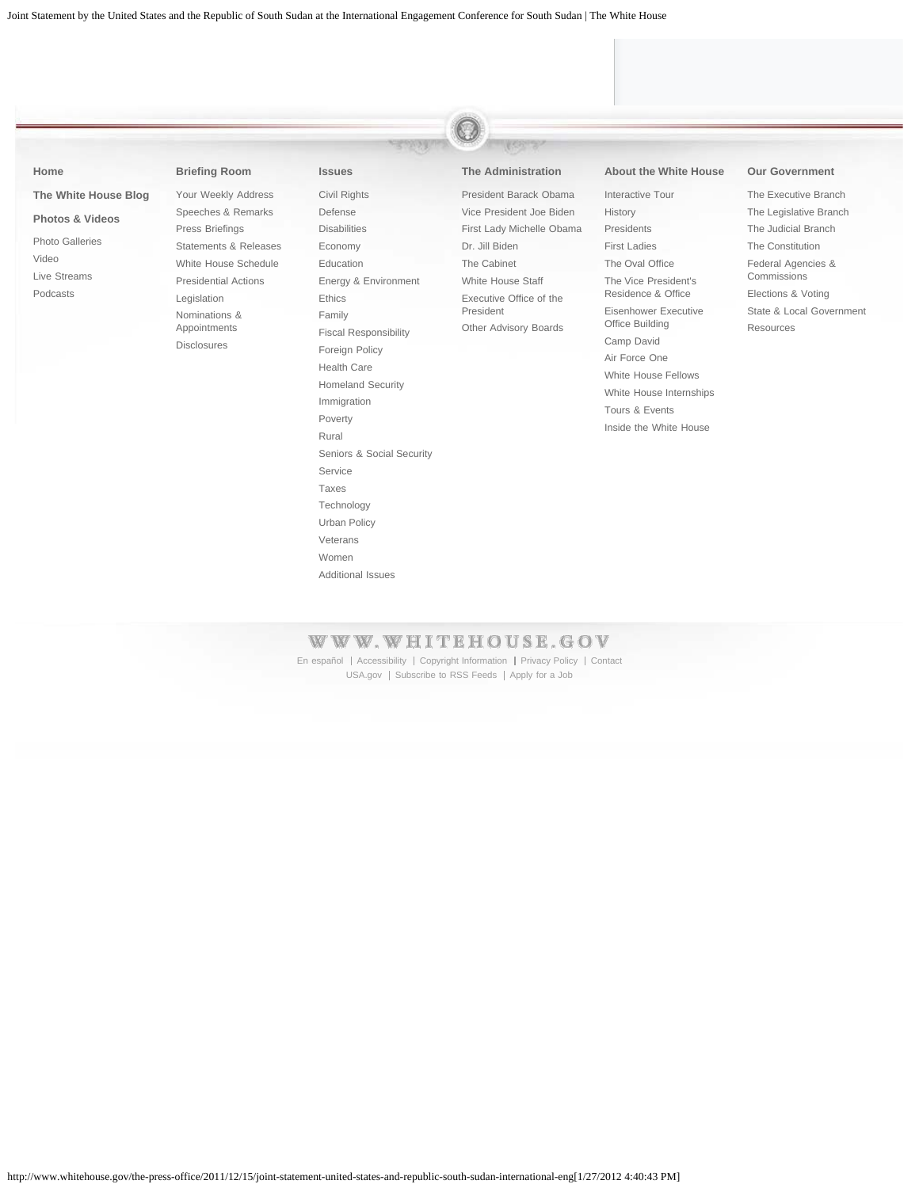**Home**

**The White House Blog**

**Photos & Videos**

Photo Galleries
Video
Live Streams
Podcasts

**Briefing Room**

Your Weekly Address
Speeches & Remarks
Press Briefings
Statements & Releases
White House Schedule
Presidential Actions
Legislation
Nominations & Appointments
Disclosures

**Issues**

Civil Rights
Defense
Disabilities
Economy
Education
Energy & Environment
Ethics
Family
Fiscal Responsibility
Foreign Policy
Health Care
Homeland Security
Immigration
Poverty
Rural
Seniors & Social Security
Service
Taxes
Technology
Urban Policy
Veterans
Women
Additional Issues

**The Administration**

President Barack Obama
Vice President Joe Biden
First Lady Michelle Obama
Dr. Jill Biden
The Cabinet
White House Staff
Executive Office of the President
Other Advisory Boards

**About the White House**

Interactive Tour
History
Presidents
First Ladies
The Oval Office
The Vice President's Residence & Office
Eisenhower Executive Office Building
Camp David
Air Force One
White House Fellows
White House Internships
Tours & Events
Inside the White House

**Our Government**

The Executive Branch
The Legislative Branch
The Judicial Branch
The Constitution
Federal Agencies & Commissions
Elections & Voting
State & Local Government
Resources

WWW.WHITEHOUSE.GOV

En español | Accessibility | Copyright Information | Privacy Policy | Contact
USA.gov | Subscribe to RSS Feeds | Apply for a Job